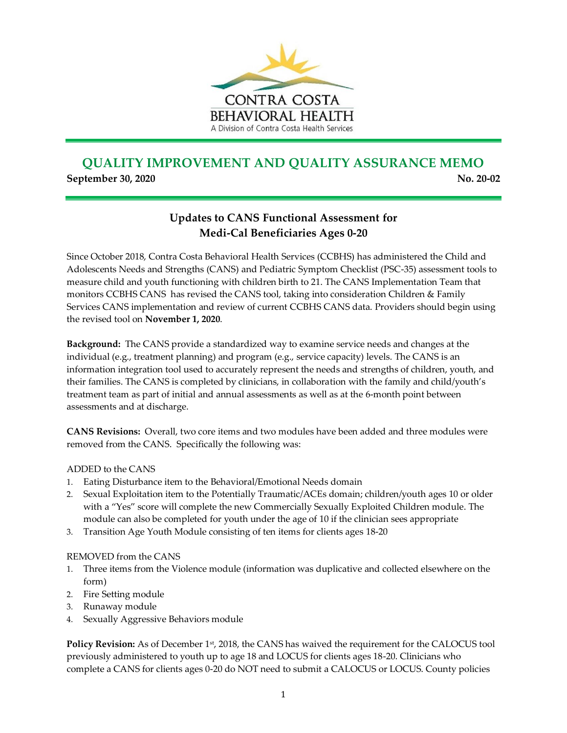CONTRA COSTA BEHAVIORAL HEALTH

A Division of Contra Costa Health Services

# QUALITY IMPROVEMENT AND QUALITY ASSURANCE MEMO

**September 30, 2020** **No. 20-02**

## Updates to CANS Functional Assessment for Medi-Cal Beneficiaries Ages 0-20

Since October 2018, Contra Costa Behavioral Health Services (CCBHS) has administered the Child and Adolescents Needs and Strengths (CANS) and Pediatric Symptom Checklist (PSC-35) assessment tools to measure child and youth functioning with children birth to 21. The CANS Implementation Team that monitors CCBHS CANS has revised the CANS tool, taking into consideration Children & Family Services CANS implementation and review of current CCBHS CANS data. Providers should begin using the revised tool on **November 1, 2020**.

**Background:** The CANS provide a standardized way to examine service needs and changes at the individual (e.g., treatment planning) and program (e.g., service capacity) levels. The CANS is an information integration tool used to accurately represent the needs and strengths of children, youth, and their families. The CANS is completed by clinicians, in collaboration with the family and child/youth's treatment team as part of initial and annual assessments as well as at the 6-month point between assessments and at discharge.

**CANS Revisions:** Overall, two core items and two modules have been added and three modules were removed from the CANS. Specifically the following was:

ADDED to the CANS

1. Eating Disturbance item to the Behavioral/Emotional Needs domain
2. Sexual Exploitation item to the Potentially Traumatic/ACEs domain; children/youth ages 10 or older with a "Yes" score will complete the new Commercially Sexually Exploited Children module. The module can also be completed for youth under the age of 10 if the clinician sees appropriate
3. Transition Age Youth Module consisting of ten items for clients ages 18-20

REMOVED from the CANS

1. Three items from the Violence module (information was duplicative and collected elsewhere on the form)
2. Fire Setting module
3. Runaway module
4. Sexually Aggressive Behaviors module

**Policy Revision:** As of December 1st, 2018, the CANS has waived the requirement for the CALOCUS tool previously administered to youth up to age 18 and LOCUS for clients ages 18-20. Clinicians who complete a CANS for clients ages 0-20 do NOT need to submit a CALOCUS or LOCUS. County policies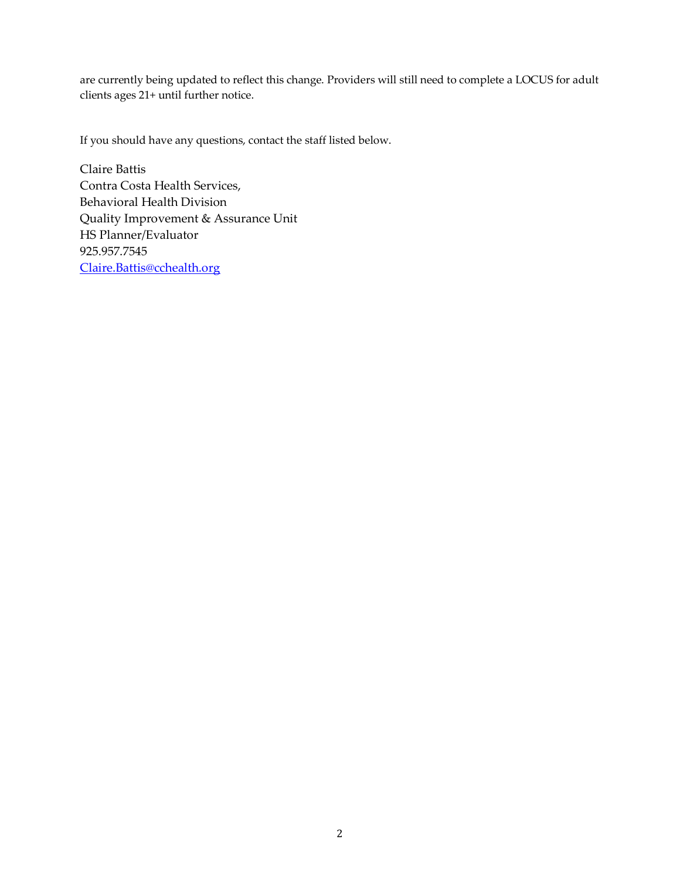are currently being updated to reflect this change. Providers will still need to complete a LOCUS for adult clients ages 21+ until further notice.

If you should have any questions, contact the staff listed below.

Claire Battis  
Contra Costa Health Services,  
Behavioral Health Division  
Quality Improvement & Assurance Unit  
HS Planner/Evaluator  
925.957.7545  
Claire.Battis@cchealth.org